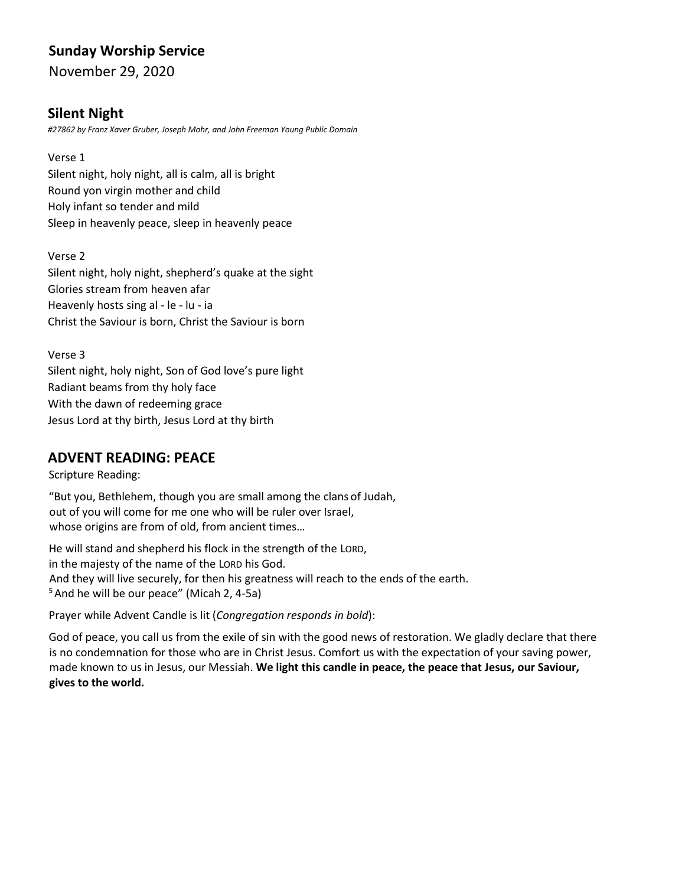## Sunday Worship Service

November 29, 2020

## Silent Night

*#27862 by Franz Xaver Gruber, Joseph Mohr, and John Freeman Young Public Domain*

Verse 1
Silent night, holy night, all is calm, all is bright
Round yon virgin mother and child
Holy infant so tender and mild
Sleep in heavenly peace, sleep in heavenly peace

Verse 2
Silent night, holy night, shepherd's quake at the sight
Glories stream from heaven afar
Heavenly hosts sing al - le - lu - ia
Christ the Saviour is born, Christ the Saviour is born

Verse 3
Silent night, holy night, Son of God love's pure light
Radiant beams from thy holy face
With the dawn of redeeming grace
Jesus Lord at thy birth, Jesus Lord at thy birth

## ADVENT READING: PEACE

Scripture Reading:

"But you, Bethlehem, though you are small among the clans of Judah,
out of you will come for me one who will be ruler over Israel,
whose origins are from of old, from ancient times…

He will stand and shepherd his flock in the strength of the LORD,
in the majesty of the name of the LORD his God.
And they will live securely, for then his greatness will reach to the ends of the earth.
[5] And he will be our peace" (Micah 2, 4-5a)

Prayer while Advent Candle is lit (*Congregation responds in bold*):

God of peace, you call us from the exile of sin with the good news of restoration. We gladly declare that there is no condemnation for those who are in Christ Jesus. Comfort us with the expectation of your saving power, made known to us in Jesus, our Messiah. **We light this candle in peace, the peace that Jesus, our Saviour, gives to the world.**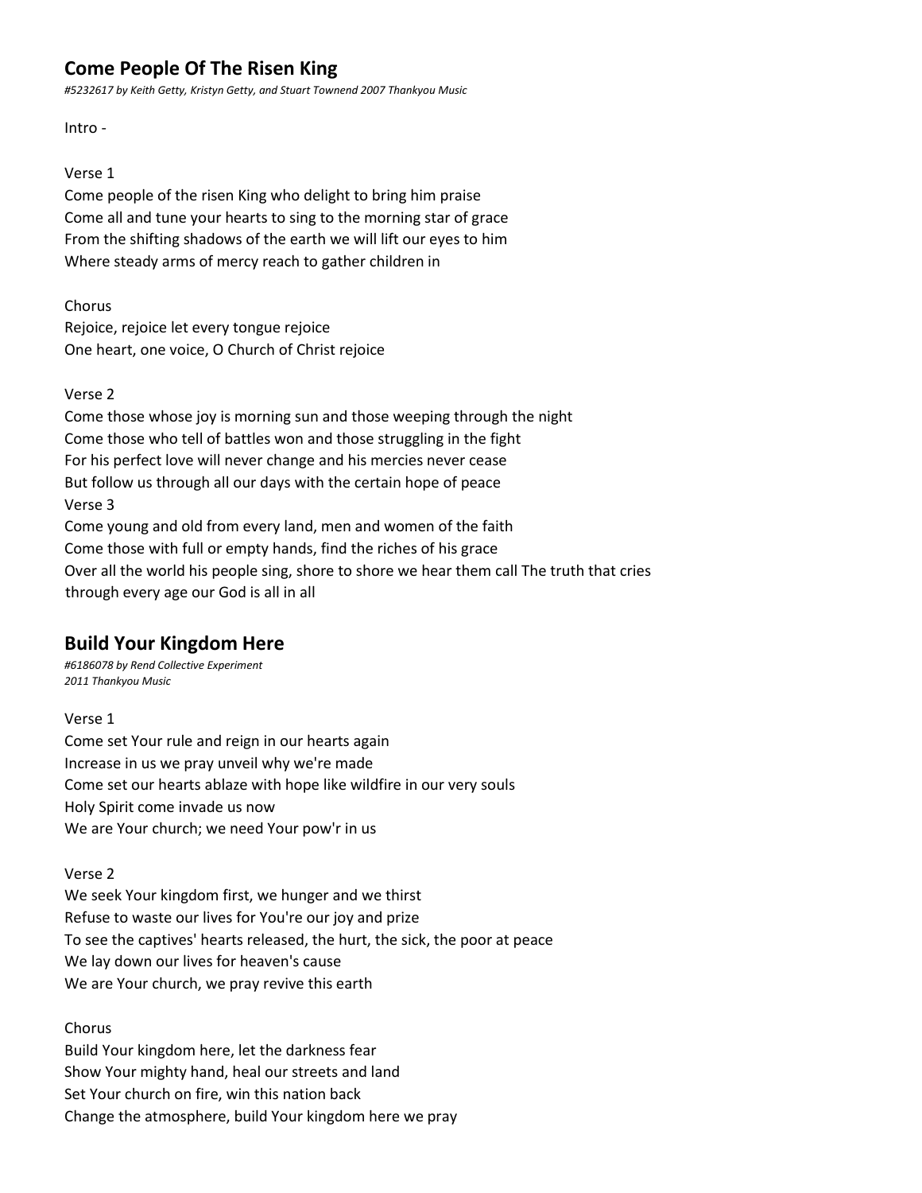## Come People Of The Risen King

*#5232617 by Keith Getty, Kristyn Getty, and Stuart Townend 2007 Thankyou Music*

Intro -

Verse 1
Come people of the risen King who delight to bring him praise
Come all and tune your hearts to sing to the morning star of grace
From the shifting shadows of the earth we will lift our eyes to him
Where steady arms of mercy reach to gather children in

Chorus
Rejoice, rejoice let every tongue rejoice
One heart, one voice, O Church of Christ rejoice

Verse 2
Come those whose joy is morning sun and those weeping through the night
Come those who tell of battles won and those struggling in the fight
For his perfect love will never change and his mercies never cease
But follow us through all our days with the certain hope of peace
Verse 3
Come young and old from every land, men and women of the faith
Come those with full or empty hands, find the riches of his grace
Over all the world his people sing, shore to shore we hear them call The truth that cries through every age our God is all in all

## Build Your Kingdom Here

*#6186078 by Rend Collective Experiment*
*2011 Thankyou Music*

Verse 1
Come set Your rule and reign in our hearts again
Increase in us we pray unveil why we're made
Come set our hearts ablaze with hope like wildfire in our very souls
Holy Spirit come invade us now
We are Your church; we need Your pow'r in us

Verse 2
We seek Your kingdom first, we hunger and we thirst
Refuse to waste our lives for You're our joy and prize
To see the captives' hearts released, the hurt, the sick, the poor at peace
We lay down our lives for heaven's cause
We are Your church, we pray revive this earth

Chorus
Build Your kingdom here, let the darkness fear
Show Your mighty hand, heal our streets and land
Set Your church on fire, win this nation back
Change the atmosphere, build Your kingdom here we pray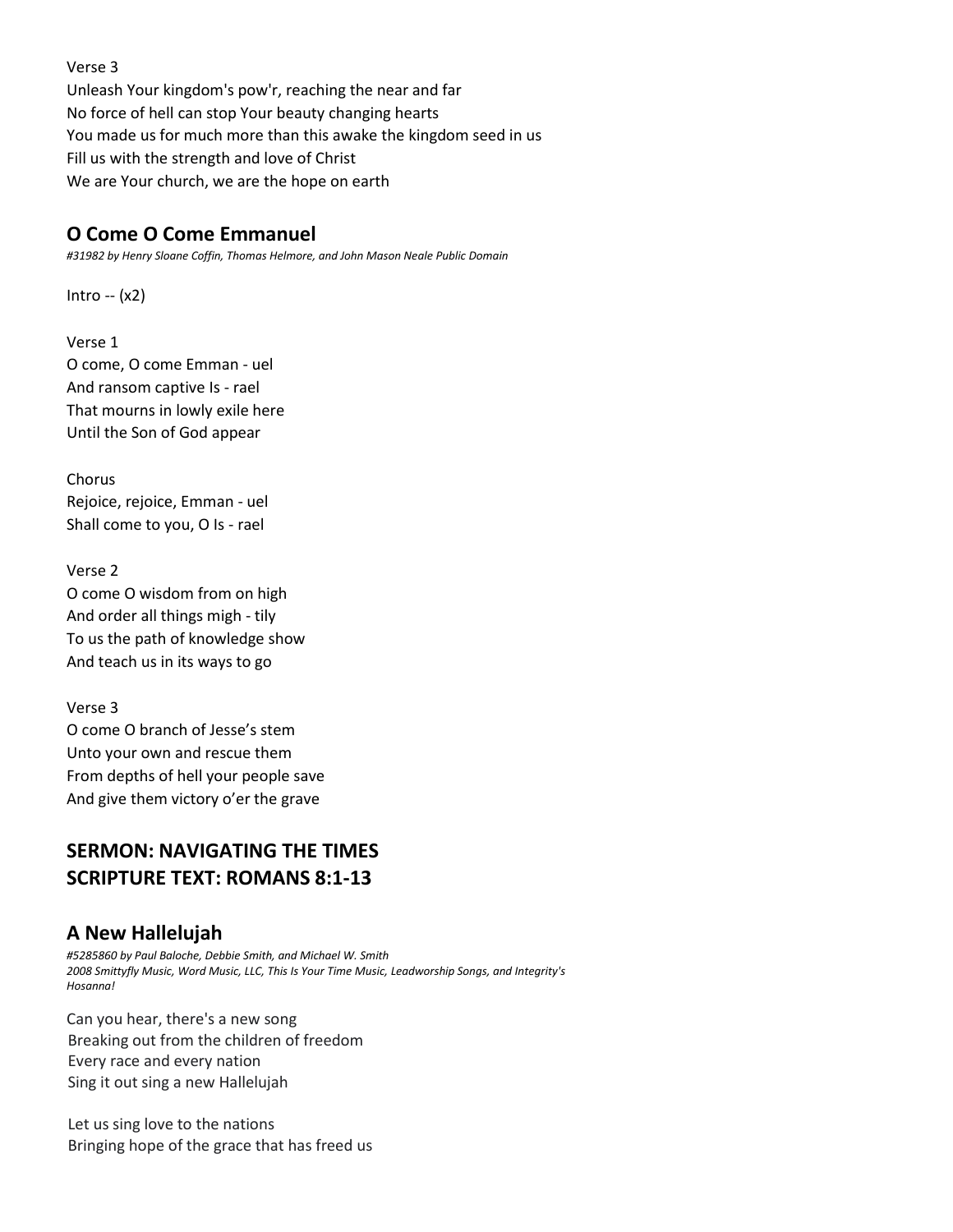Verse 3
Unleash Your kingdom's pow'r, reaching the near and far
No force of hell can stop Your beauty changing hearts
You made us for much more than this awake the kingdom seed in us
Fill us with the strength and love of Christ
We are Your church, we are the hope on earth

## O Come O Come Emmanuel

*#31982 by Henry Sloane Coffin, Thomas Helmore, and John Mason Neale Public Domain*

Intro -- (x2)

Verse 1
O come, O come Emman - uel
And ransom captive Is - rael
That mourns in lowly exile here
Until the Son of God appear

Chorus
Rejoice, rejoice, Emman - uel
Shall come to you, O Is - rael

Verse 2
O come O wisdom from on high
And order all things migh - tily
To us the path of knowledge show
And teach us in its ways to go

Verse 3
O come O branch of Jesse's stem
Unto your own and rescue them
From depths of hell your people save
And give them victory o'er the grave

## SERMON: NAVIGATING THE TIMES
## SCRIPTURE TEXT: ROMANS 8:1-13

## A New Hallelujah

*#5285860 by Paul Baloche, Debbie Smith, and Michael W. Smith*
*2008 Smittyfly Music, Word Music, LLC, This Is Your Time Music, Leadworship Songs, and Integrity's Hosanna!*

Can you hear, there's a new song
Breaking out from the children of freedom
Every race and every nation
Sing it out sing a new Hallelujah

Let us sing love to the nations
Bringing hope of the grace that has freed us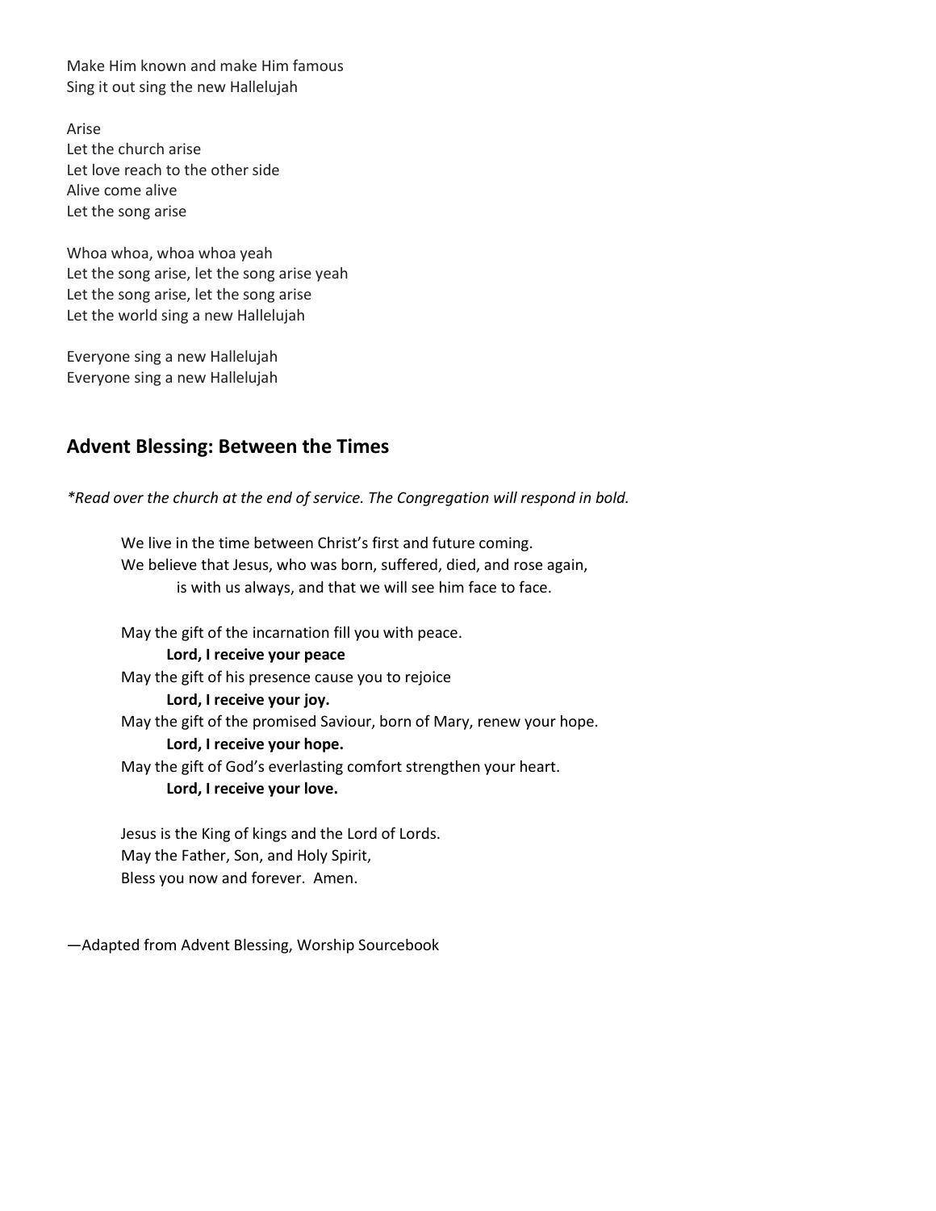Make Him known and make Him famous
Sing it out sing the new Hallelujah

Arise
Let the church arise
Let love reach to the other side
Alive come alive
Let the song arise

Whoa whoa, whoa whoa yeah
Let the song arise, let the song arise yeah
Let the song arise, let the song arise
Let the world sing a new Hallelujah

Everyone sing a new Hallelujah
Everyone sing a new Hallelujah

## Advent Blessing: Between the Times

*\*Read over the church at the end of service. The Congregation will respond in bold.*

We live in the time between Christ's first and future coming.
We believe that Jesus, who was born, suffered, died, and rose again,
is with us always, and that we will see him face to face.

May the gift of the incarnation fill you with peace.
**Lord, I receive your peace**
May the gift of his presence cause you to rejoice
**Lord, I receive your joy.**
May the gift of the promised Saviour, born of Mary, renew your hope.
**Lord, I receive your hope.**
May the gift of God's everlasting comfort strengthen your heart.
**Lord, I receive your love.**

Jesus is the King of kings and the Lord of Lords.
May the Father, Son, and Holy Spirit,
Bless you now and forever. Amen.

—Adapted from Advent Blessing, Worship Sourcebook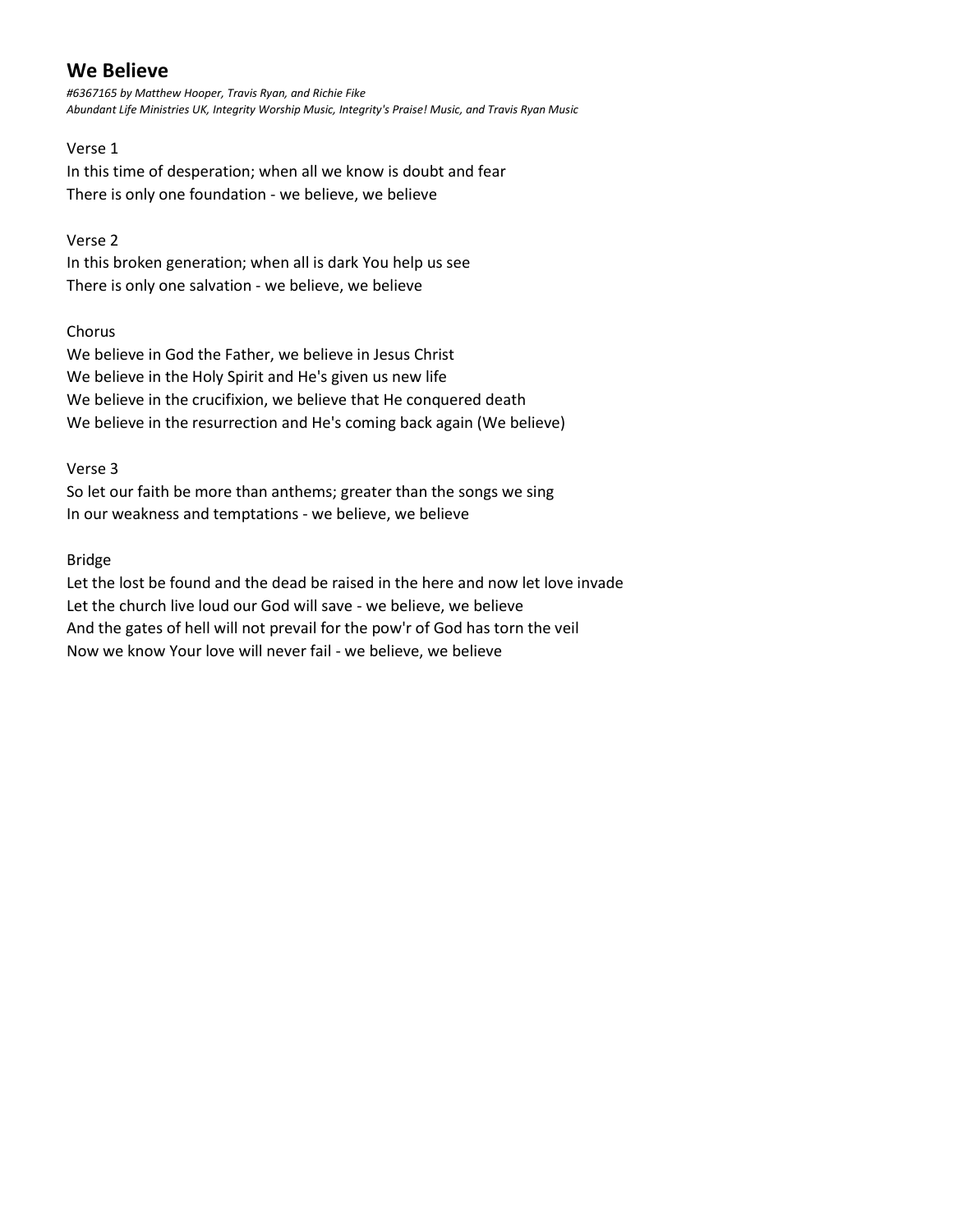## We Believe

*#6367165 by Matthew Hooper, Travis Ryan, and Richie Fike*
*Abundant Life Ministries UK, Integrity Worship Music, Integrity's Praise! Music, and Travis Ryan Music*

Verse 1
In this time of desperation; when all we know is doubt and fear
There is only one foundation - we believe, we believe

Verse 2
In this broken generation; when all is dark You help us see
There is only one salvation - we believe, we believe

Chorus
We believe in God the Father, we believe in Jesus Christ
We believe in the Holy Spirit and He's given us new life
We believe in the crucifixion, we believe that He conquered death
We believe in the resurrection and He's coming back again (We believe)

Verse 3
So let our faith be more than anthems; greater than the songs we sing
In our weakness and temptations - we believe, we believe

Bridge
Let the lost be found and the dead be raised in the here and now let love invade
Let the church live loud our God will save - we believe, we believe
And the gates of hell will not prevail for the pow'r of God has torn the veil
Now we know Your love will never fail - we believe, we believe